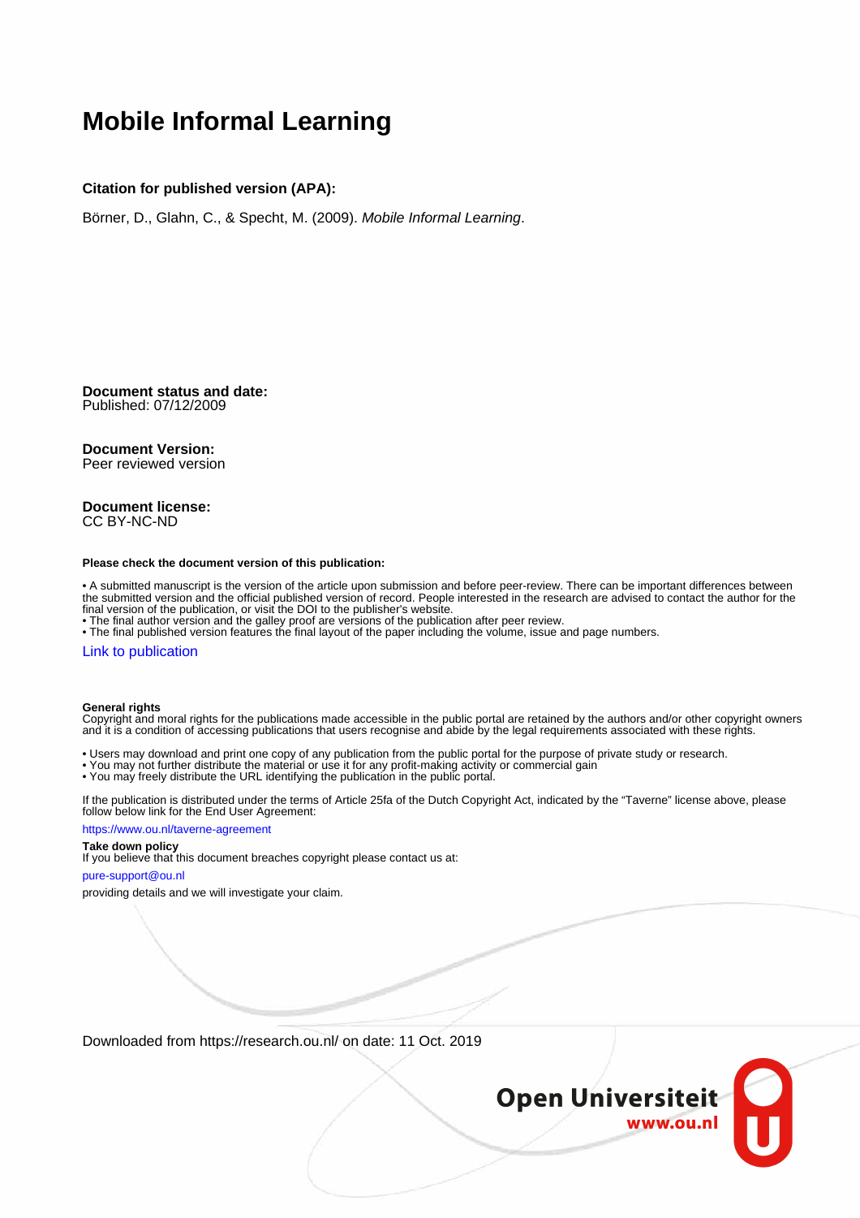# Mobile Informal Learning

**Citation for published version (APA):**

Börner, D., Glahn, C., & Specht, M. (2009). *Mobile Informal Learning*.

**Document status and date:**
Published: 07/12/2009

**Document Version:**
Peer reviewed version

**Document license:**
CC BY-NC-ND

**Please check the document version of this publication:**

• A submitted manuscript is the version of the article upon submission and before peer-review. There can be important differences between the submitted version and the official published version of record. People interested in the research are advised to contact the author for the final version of the publication, or visit the DOI to the publisher's website.
• The final author version and the galley proof are versions of the publication after peer review.
• The final published version features the final layout of the paper including the volume, issue and page numbers.

Link to publication

**General rights**
Copyright and moral rights for the publications made accessible in the public portal are retained by the authors and/or other copyright owners and it is a condition of accessing publications that users recognise and abide by the legal requirements associated with these rights.

• Users may download and print one copy of any publication from the public portal for the purpose of private study or research.
• You may not further distribute the material or use it for any profit-making activity or commercial gain
• You may freely distribute the URL identifying the publication in the public portal.

If the publication is distributed under the terms of Article 25fa of the Dutch Copyright Act, indicated by the "Taverne" license above, please follow below link for the End User Agreement:

https://www.ou.nl/taverne-agreement

**Take down policy**
If you believe that this document breaches copyright please contact us at:

pure-support@ou.nl

providing details and we will investigate your claim.

Downloaded from https://research.ou.nl/ on date: 11 Oct. 2019

Open Universiteit
www.ou.nl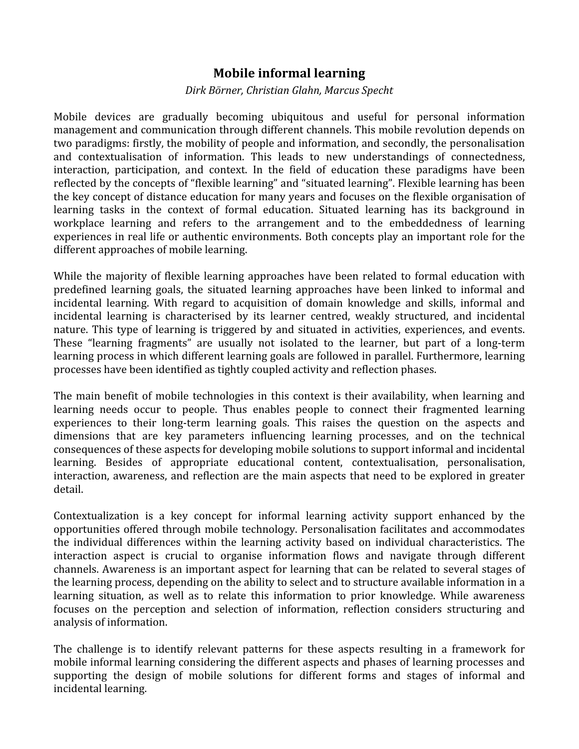# Mobile informal learning

*Dirk Börner, Christian Glahn, Marcus Specht*

Mobile devices are gradually becoming ubiquitous and useful for personal information management and communication through different channels. This mobile revolution depends on two paradigms: firstly, the mobility of people and information, and secondly, the personalisation and contextualisation of information. This leads to new understandings of connectedness, interaction, participation, and context. In the field of education these paradigms have been reflected by the concepts of "flexible learning" and "situated learning". Flexible learning has been the key concept of distance education for many years and focuses on the flexible organisation of learning tasks in the context of formal education. Situated learning has its background in workplace learning and refers to the arrangement and to the embeddedness of learning experiences in real life or authentic environments. Both concepts play an important role for the different approaches of mobile learning.

While the majority of flexible learning approaches have been related to formal education with predefined learning goals, the situated learning approaches have been linked to informal and incidental learning. With regard to acquisition of domain knowledge and skills, informal and incidental learning is characterised by its learner centred, weakly structured, and incidental nature. This type of learning is triggered by and situated in activities, experiences, and events. These "learning fragments" are usually not isolated to the learner, but part of a long-term learning process in which different learning goals are followed in parallel. Furthermore, learning processes have been identified as tightly coupled activity and reflection phases.

The main benefit of mobile technologies in this context is their availability, when learning and learning needs occur to people. Thus enables people to connect their fragmented learning experiences to their long-term learning goals. This raises the question on the aspects and dimensions that are key parameters influencing learning processes, and on the technical consequences of these aspects for developing mobile solutions to support informal and incidental learning. Besides of appropriate educational content, contextualisation, personalisation, interaction, awareness, and reflection are the main aspects that need to be explored in greater detail.

Contextualization is a key concept for informal learning activity support enhanced by the opportunities offered through mobile technology. Personalisation facilitates and accommodates the individual differences within the learning activity based on individual characteristics. The interaction aspect is crucial to organise information flows and navigate through different channels. Awareness is an important aspect for learning that can be related to several stages of the learning process, depending on the ability to select and to structure available information in a learning situation, as well as to relate this information to prior knowledge. While awareness focuses on the perception and selection of information, reflection considers structuring and analysis of information.

The challenge is to identify relevant patterns for these aspects resulting in a framework for mobile informal learning considering the different aspects and phases of learning processes and supporting the design of mobile solutions for different forms and stages of informal and incidental learning.